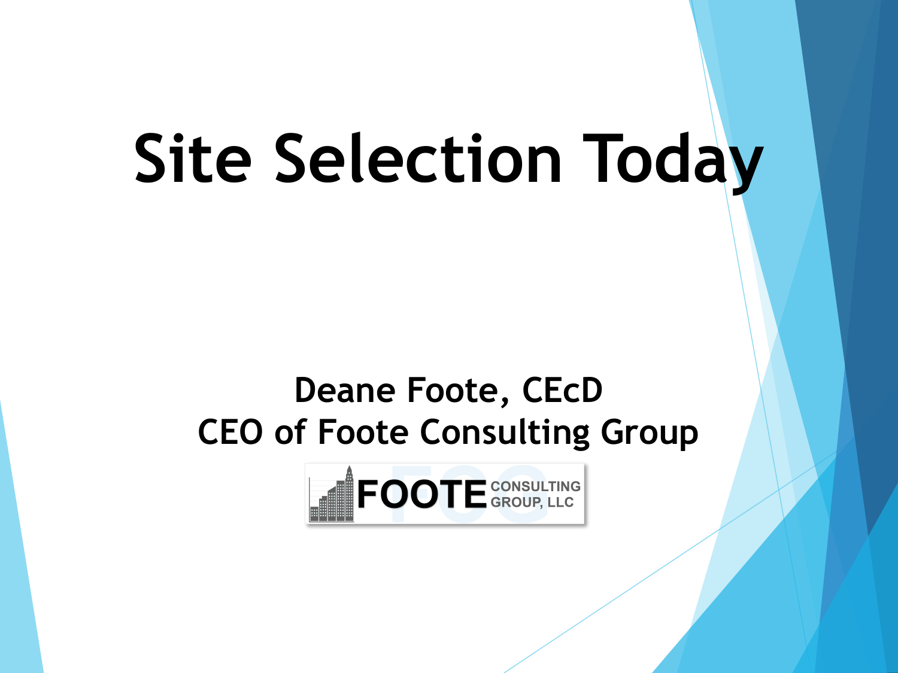# Site Selection Today

**Deane Foote, CEcD**
**CEO of Foote Consulting Group**

FOOTE CONSULTING GROUP, LLC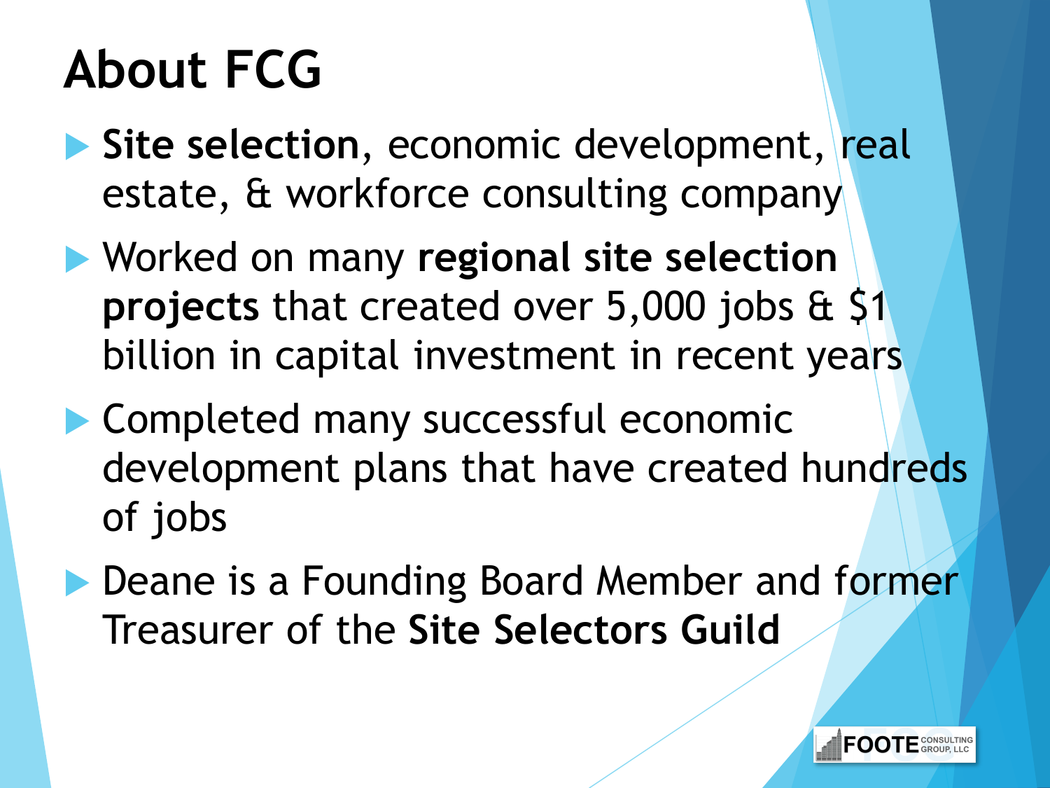# About FCG

- **Site selection**, economic development, real estate, & workforce consulting company
- Worked on many **regional site selection projects** that created over 5,000 jobs & $1 billion in capital investment in recent years
- Completed many successful economic development plans that have created hundreds of jobs
- Deane is a Founding Board Member and former Treasurer of the **Site Selectors Guild**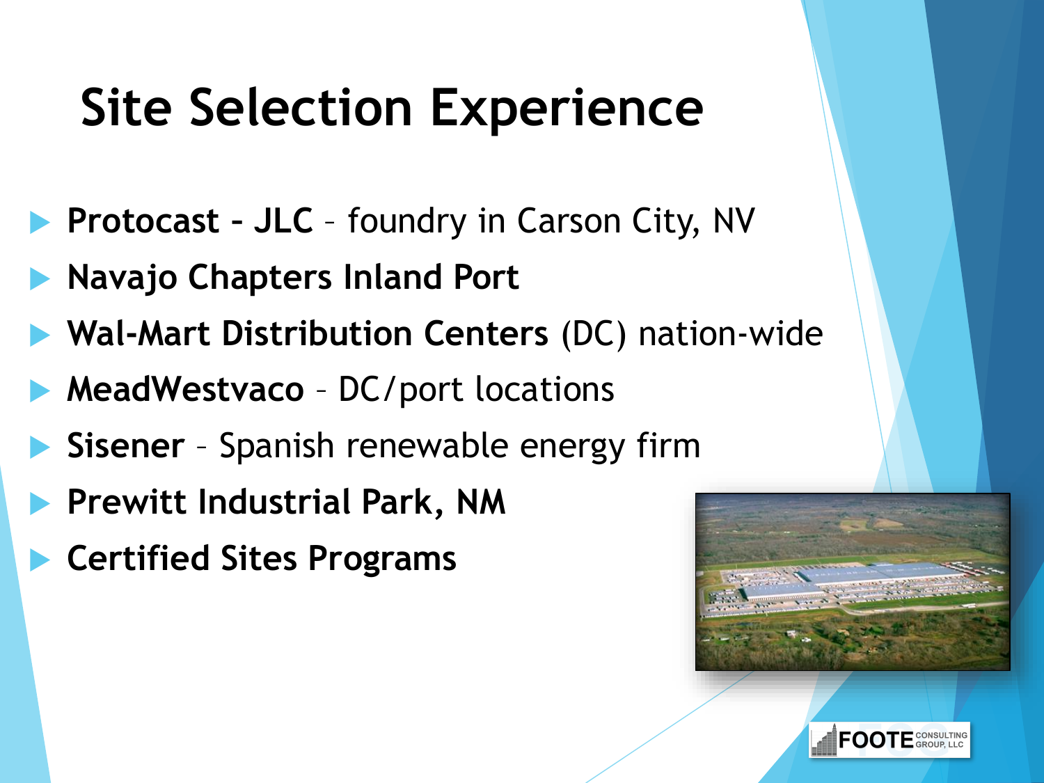# Site Selection Experience

- **Protocast - JLC** – foundry in Carson City, NV
- **Navajo Chapters Inland Port**
- **Wal-Mart Distribution Centers** (DC) nation-wide
- **MeadWestvaco** – DC/port locations
- **Sisener** – Spanish renewable energy firm
- **Prewitt Industrial Park, NM**
- **Certified Sites Programs**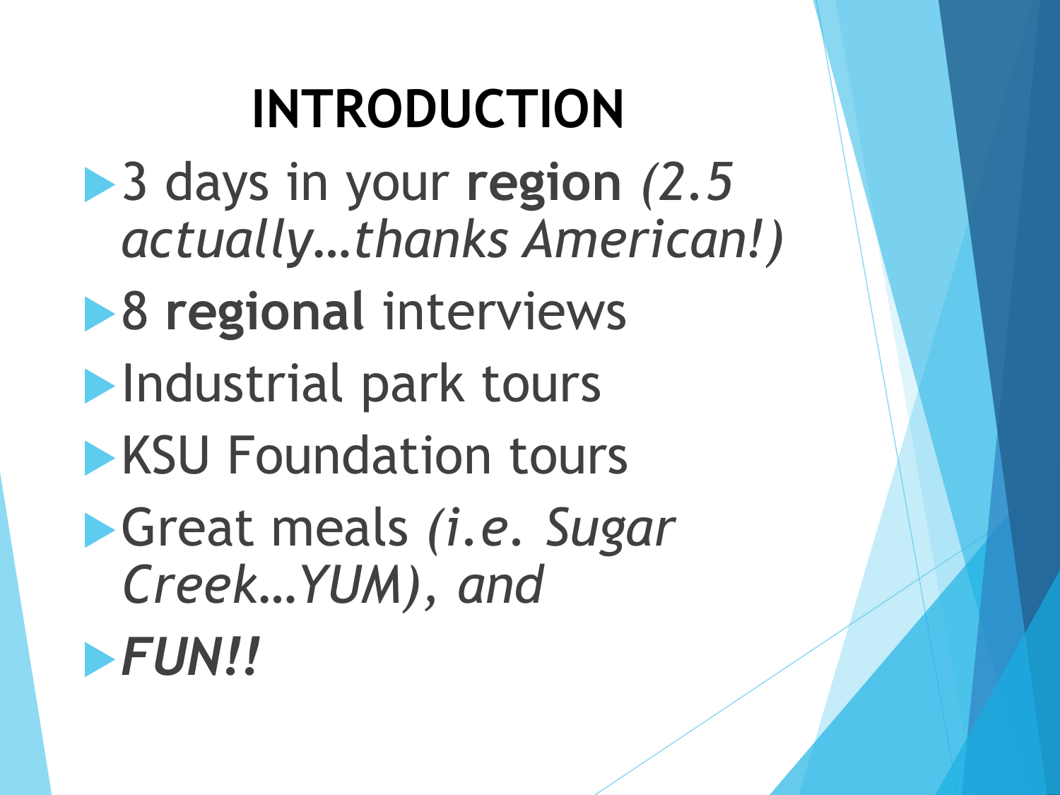# INTRODUCTION

- 3 days in your **region** *(2.5 actually…thanks American!)*
- 8 **regional** interviews
- Industrial park tours
- KSU Foundation tours
- Great meals *(i.e. Sugar Creek…YUM), and*
- ***FUN!!***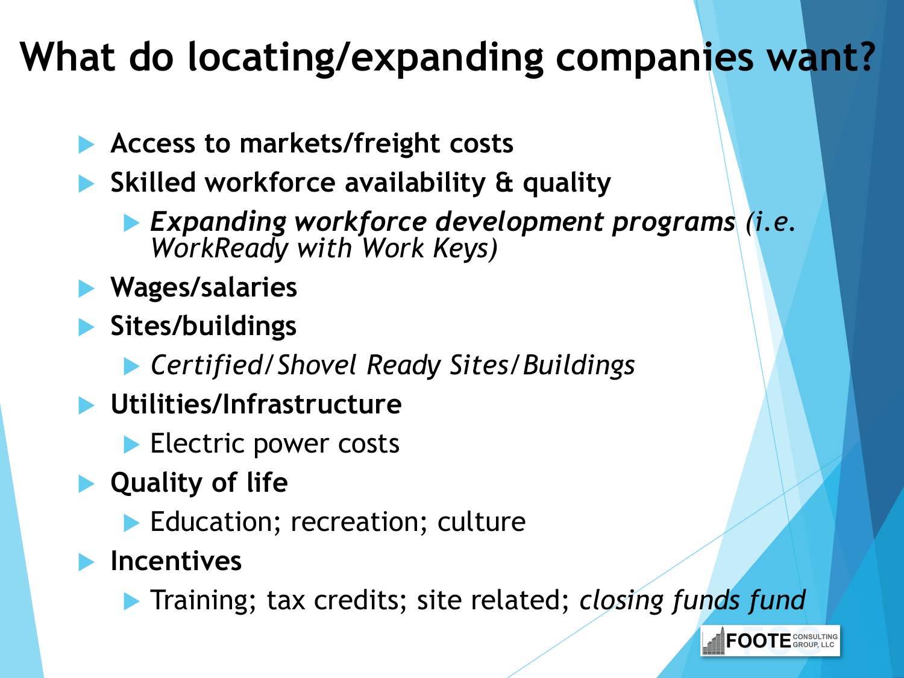# What do locating/expanding companies want?

- **Access to markets/freight costs**
- **Skilled workforce availability & quality**
  - ***Expanding workforce development programs*** *(i.e. WorkReady with Work Keys)*
- **Wages/salaries**
- **Sites/buildings**
  - *Certified/Shovel Ready Sites/Buildings*
- **Utilities/Infrastructure**
  - Electric power costs
- **Quality of life**
  - Education; recreation; culture
- **Incentives**
  - Training; tax credits; site related; *closing funds fund*

FOOTE CONSULTING GROUP, LLC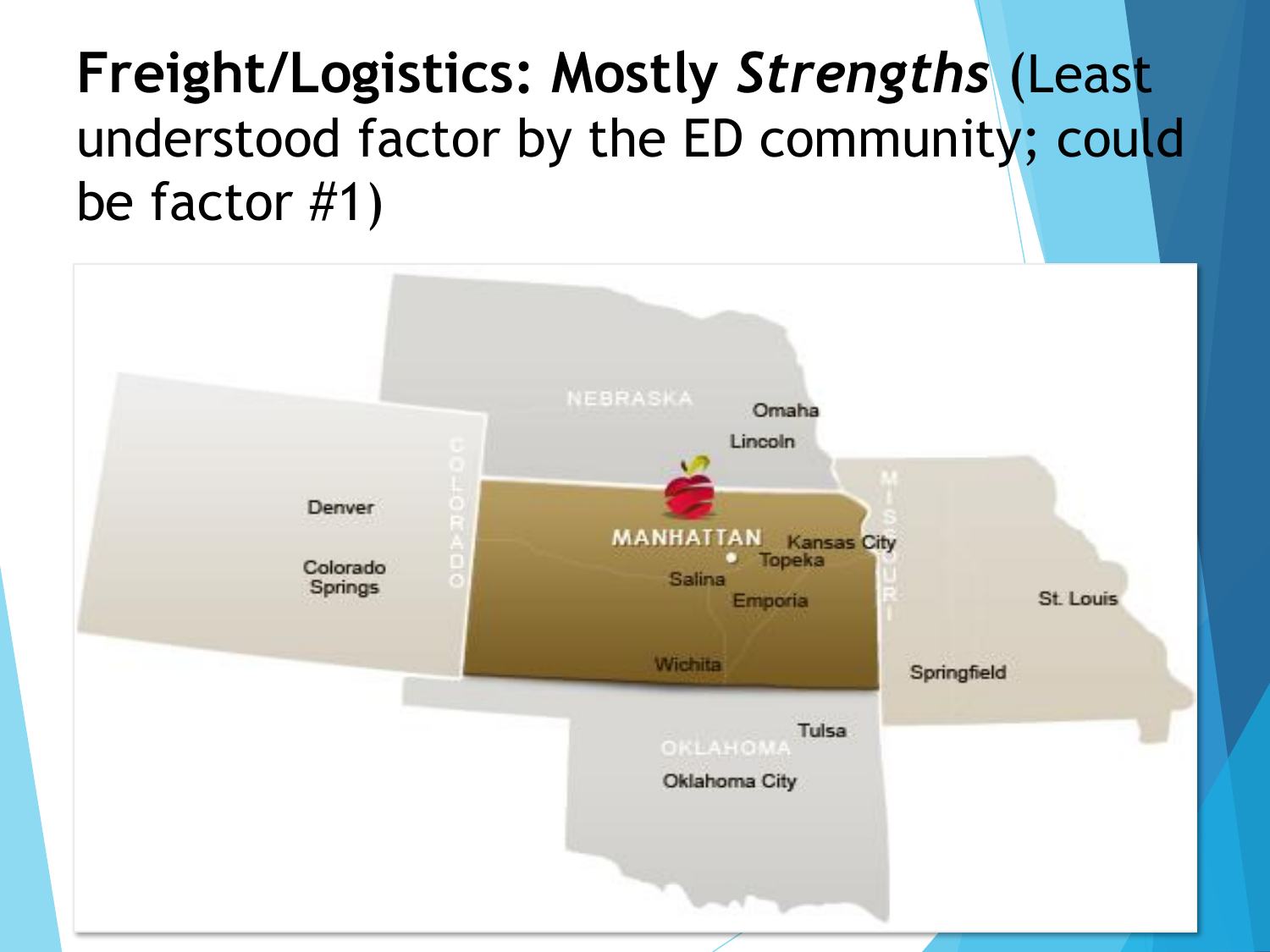# **Freight/Logistics: Mostly *Strengths*** (Least understood factor by the ED community; could be factor #1)

NEBRASKA

Omaha

Lincoln

COLORADO

Denver

Colorado Springs

MANHATTAN

Kansas City

Topeka

Salina

Emporia

Wichita

MISSOURI

St. Louis

Springfield

Tulsa

OKLAHOMA

Oklahoma City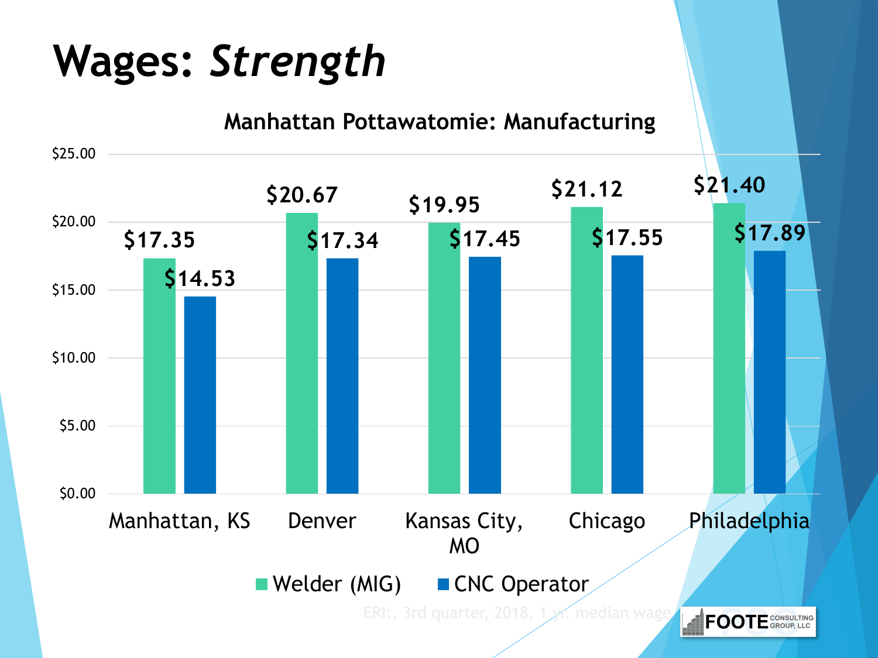# Wages: *Strength*

**Manhattan Pottawatomie: Manufacturing**

| | Welder (MIG) | CNC Operator |
|---|---|---|
| Manhattan, KS | $17.35 | $14.53 |
| Denver | $20.67 | $17.34 |
| Kansas City, MO | $19.95 | $17.45 |
| Chicago | $21.12 | $17.55 |
| Philadelphia | $21.40 | $17.89 |

ERI:, 3rd quarter, 2018, 1 yr. median wage

FOOTE CONSULTING GROUP, LLC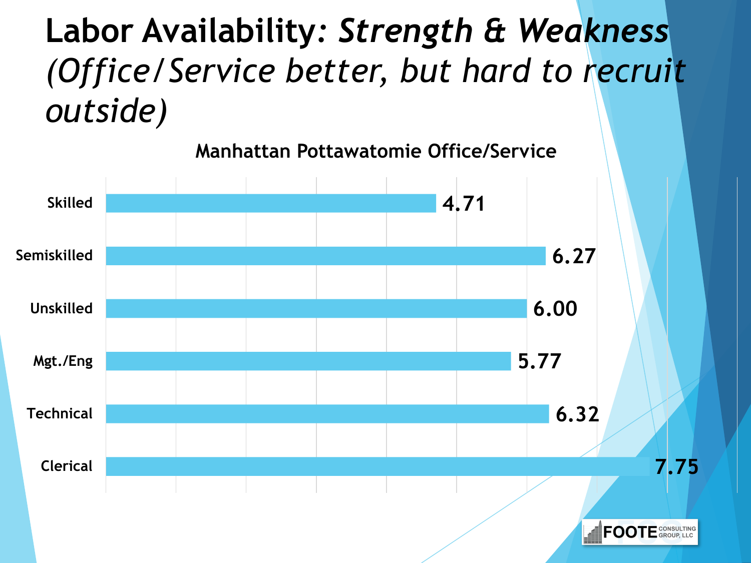# Labor Availability: *Strength & Weakness* *(Office/Service better, but hard to recruit outside)*

**Manhattan Pottawatomie Office/Service**

| Category | Value |
| --- | --- |
| Skilled | 4.71 |
| Semiskilled | 6.27 |
| Unskilled | 6.00 |
| Mgt./Eng | 5.77 |
| Technical | 6.32 |
| Clerical | 7.75 |

FOOTE CONSULTING GROUP, LLC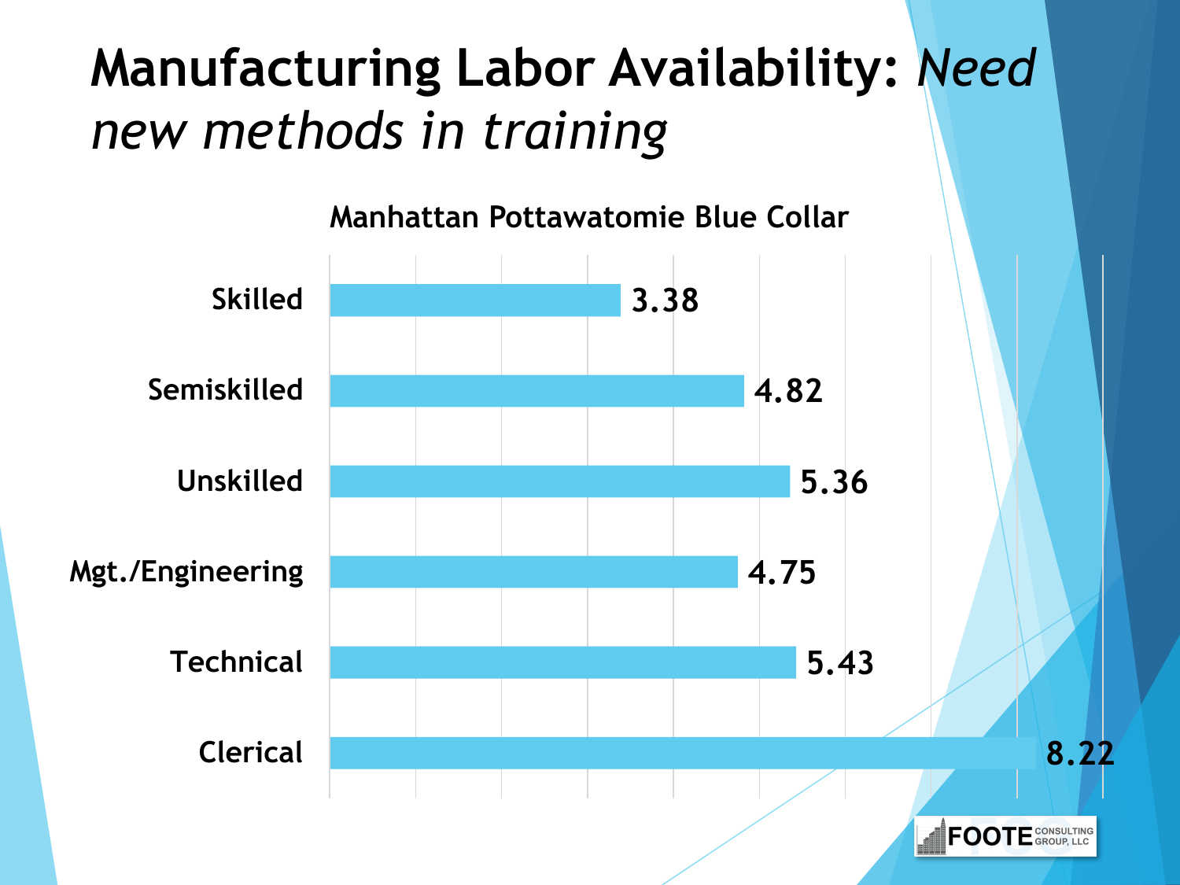# Manufacturing Labor Availability: *Need new methods in training*

**Manhattan Pottawatomie Blue Collar**

| Category | Value |
|---|---|
| Skilled | 3.38 |
| Semiskilled | 4.82 |
| Unskilled | 5.36 |
| Mgt./Engineering | 4.75 |
| Technical | 5.43 |
| Clerical | 8.22 |

FOOTE CONSULTING GROUP, LLC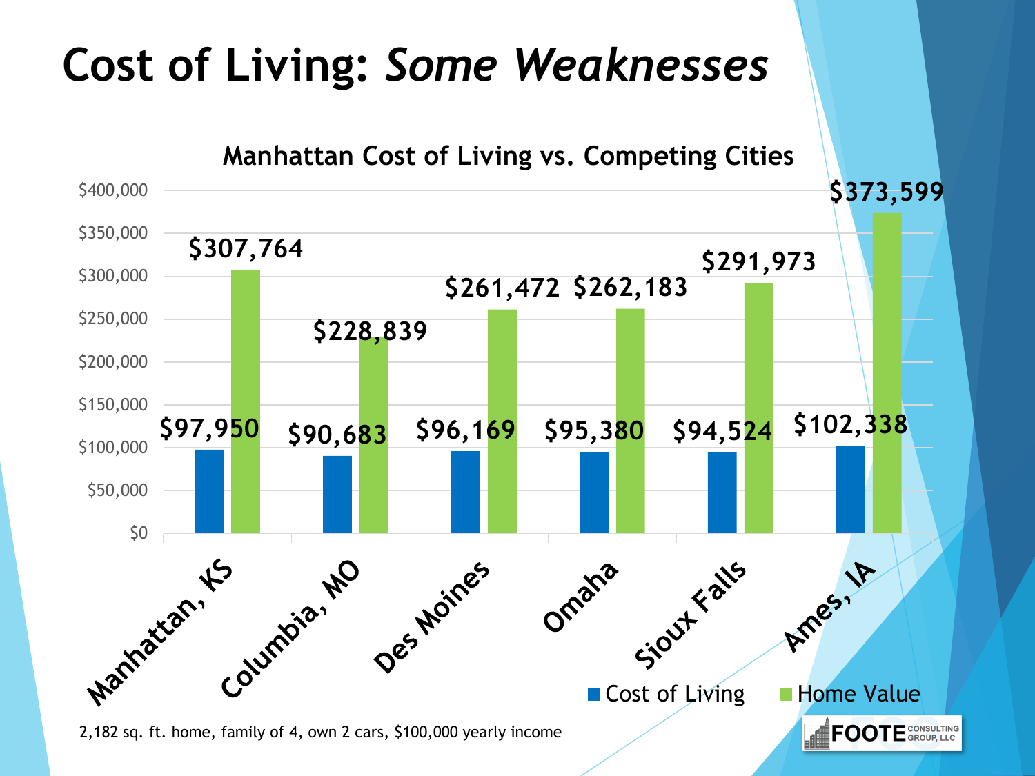# Cost of Living: *Some Weaknesses*

**Manhattan Cost of Living vs. Competing Cities**

| City | Cost of Living | Home Value |
|---|---|---|
| Manhattan, KS | $97,950 | $307,764 |
| Columbia, MO | $90,683 | $228,839 |
| Des Moines | $96,169 | $261,472 |
| Omaha | $95,380 | $262,183 |
| Sioux Falls | $94,524 | $291,973 |
| Ames, IA | $102,338 | $373,599 |

2,182 sq. ft. home, family of 4, own 2 cars, $100,000 yearly income

FOOTE CONSULTING GROUP, LLC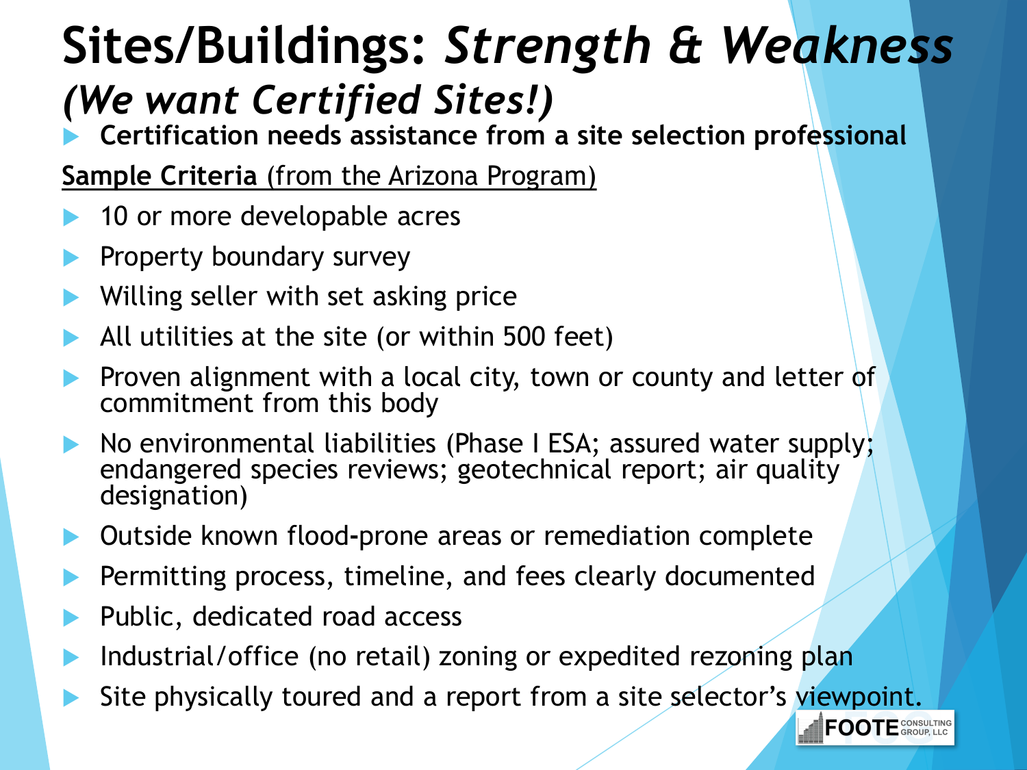# Sites/Buildings: *Strength & Weakness*

## *(We want Certified Sites!)*

- **Certification needs assistance from a site selection professional**

<u>**Sample Criteria** (from the Arizona Program)</u>

- 10 or more developable acres
- Property boundary survey
- Willing seller with set asking price
- All utilities at the site (or within 500 feet)
- Proven alignment with a local city, town or county and letter of commitment from this body
- No environmental liabilities (Phase I ESA; assured water supply; endangered species reviews; geotechnical report; air quality designation)
- Outside known flood-prone areas or remediation complete
- Permitting process, timeline, and fees clearly documented
- Public, dedicated road access
- Industrial/office (no retail) zoning or expedited rezoning plan
- Site physically toured and a report from a site selector's viewpoint.

FOOTE CONSULTING GROUP, LLC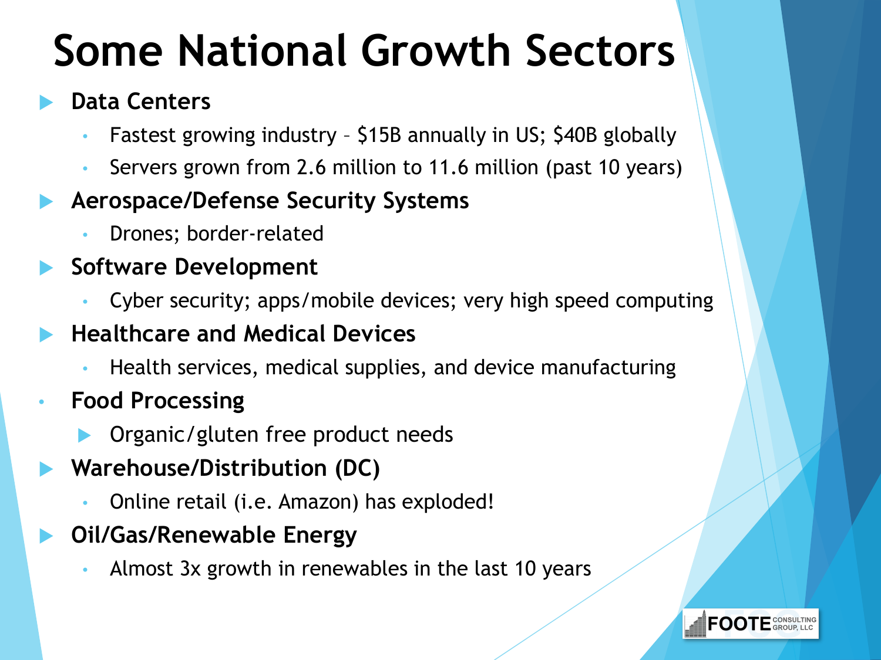# Some National Growth Sectors

- **Data Centers**
  - Fastest growing industry – $15B annually in US; $40B globally
  - Servers grown from 2.6 million to 11.6 million (past 10 years)
- **Aerospace/Defense Security Systems**
  - Drones; border-related
- **Software Development**
  - Cyber security; apps/mobile devices; very high speed computing
- **Healthcare and Medical Devices**
  - Health services, medical supplies, and device manufacturing
- **Food Processing**
  - Organic/gluten free product needs
- **Warehouse/Distribution (DC)**
  - Online retail (i.e. Amazon) has exploded!
- **Oil/Gas/Renewable Energy**
  - Almost 3x growth in renewables in the last 10 years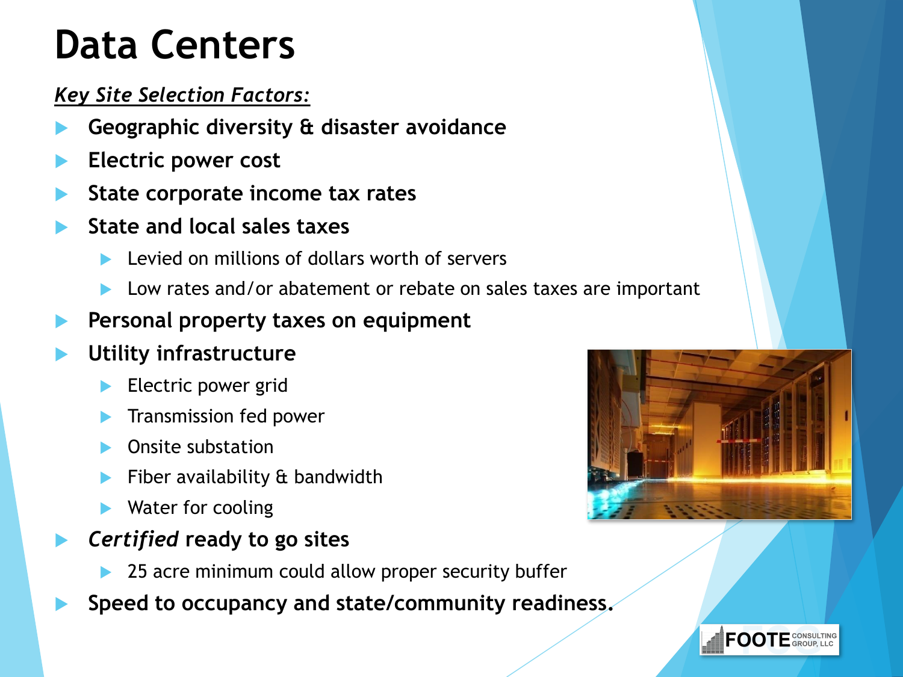# Data Centers

*Key Site Selection Factors:*

- **Geographic diversity & disaster avoidance**
- **Electric power cost**
- **State corporate income tax rates**
- **State and local sales taxes**
  - Levied on millions of dollars worth of servers
  - Low rates and/or abatement or rebate on sales taxes are important
- **Personal property taxes on equipment**
- **Utility infrastructure**
  - Electric power grid
  - Transmission fed power
  - Onsite substation
  - Fiber availability & bandwidth
  - Water for cooling
- ***Certified* ready to go sites**
  - 25 acre minimum could allow proper security buffer
- **Speed to occupancy and state/community readiness.**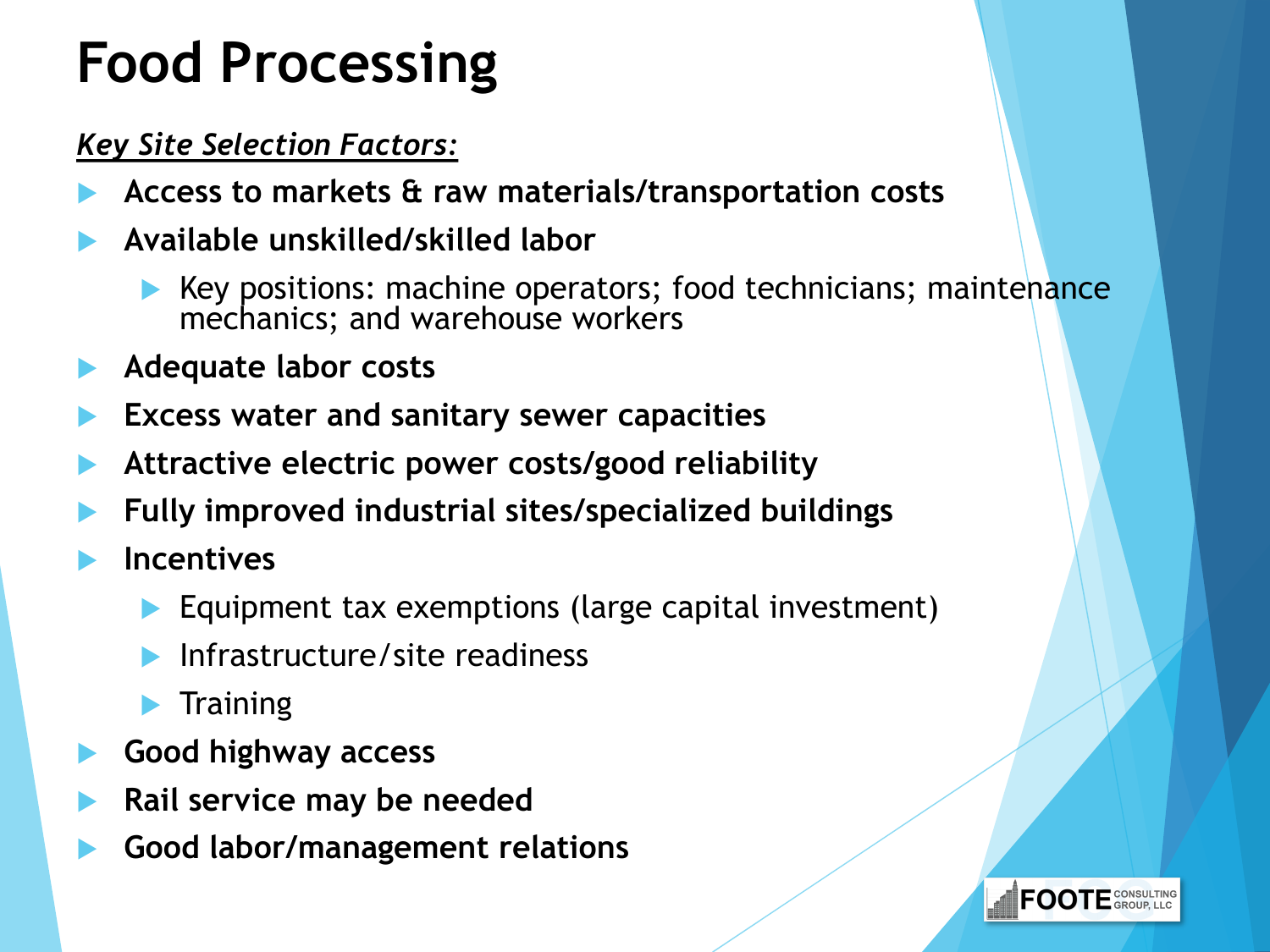# Food Processing

***Key Site Selection Factors:***

- **Access to markets & raw materials/transportation costs**
- **Available unskilled/skilled labor**
  - Key positions: machine operators; food technicians; maintenance mechanics; and warehouse workers
- **Adequate labor costs**
- **Excess water and sanitary sewer capacities**
- **Attractive electric power costs/good reliability**
- **Fully improved industrial sites/specialized buildings**
- **Incentives**
  - Equipment tax exemptions (large capital investment)
  - Infrastructure/site readiness
  - Training
- **Good highway access**
- **Rail service may be needed**
- **Good labor/management relations**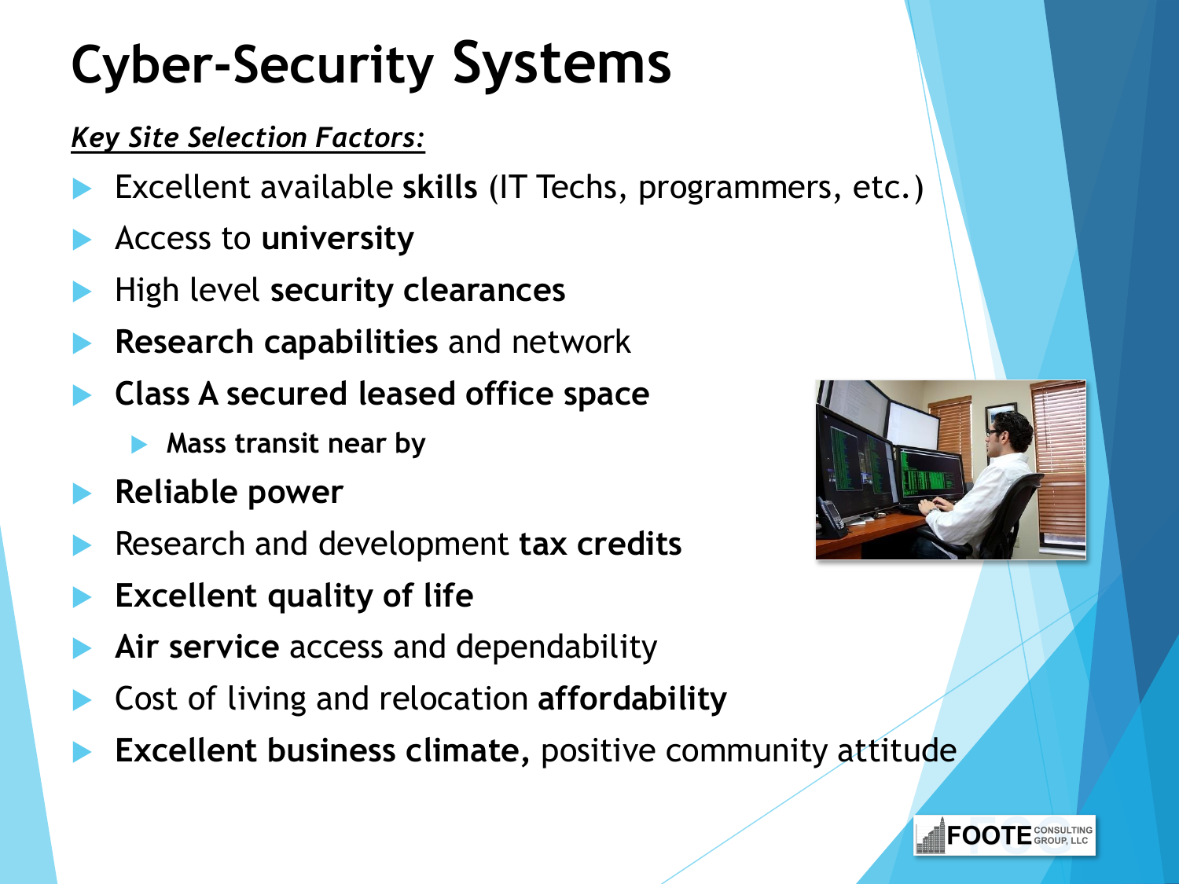# Cyber-Security Systems

***Key Site Selection Factors:***

- Excellent available **skills** (IT Techs, programmers, etc.)
- Access to **university**
- High level **security clearances**
- **Research capabilities** and network
- **Class A secured leased office space**
  - **Mass transit near by**
- **Reliable power**
- Research and development **tax credits**
- **Excellent quality of life**
- **Air service** access and dependability
- Cost of living and relocation **affordability**
- **Excellent business climate,** positive community attitude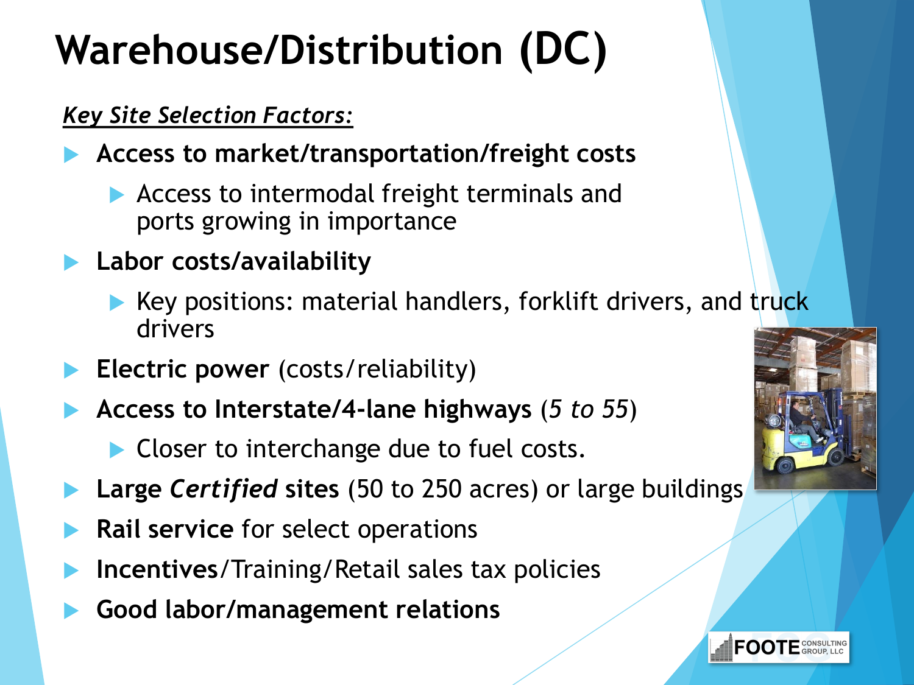# Warehouse/Distribution (DC)

***Key Site Selection Factors:***

- **Access to market/transportation/freight costs**
  - Access to intermodal freight terminals and ports growing in importance
- **Labor costs/availability**
  - Key positions: material handlers, forklift drivers, and truck drivers
- **Electric power** (costs/reliability)
- **Access to Interstate/4-lane highways** (*5 to 55*)
  - Closer to interchange due to fuel costs.
- **Large *Certified* sites** (50 to 250 acres) or large buildings
- **Rail service** for select operations
- **Incentives**/Training/Retail sales tax policies
- **Good labor/management relations**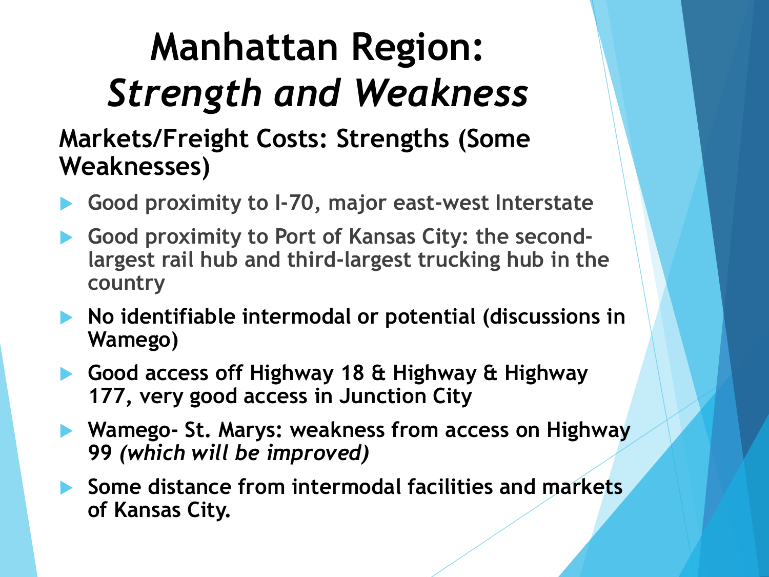# Manhattan Region: *Strength and Weakness*

## Markets/Freight Costs: Strengths (Some Weaknesses)

- Good proximity to I-70, major east-west Interstate
- Good proximity to Port of Kansas City: the second-largest rail hub and third-largest trucking hub in the country
- No identifiable intermodal or potential (discussions in Wamego)
- Good access off Highway 18 & Highway & Highway 177, very good access in Junction City
- Wamego- St. Marys: weakness from access on Highway 99 *(which will be improved)*
- Some distance from intermodal facilities and markets of Kansas City.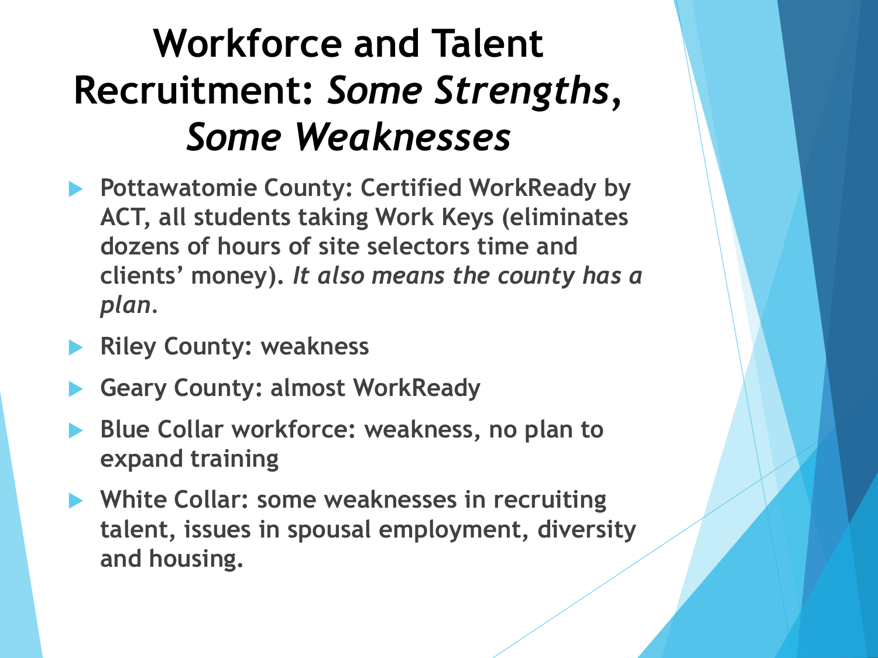# Workforce and Talent Recruitment: *Some Strengths, Some Weaknesses*

- Pottawatomie County: Certified WorkReady by ACT, all students taking Work Keys (eliminates dozens of hours of site selectors time and clients' money). *It also means the county has a plan*.
- Riley County: weakness
- Geary County: almost WorkReady
- Blue Collar workforce: weakness, no plan to expand training
- White Collar: some weaknesses in recruiting talent, issues in spousal employment, diversity and housing.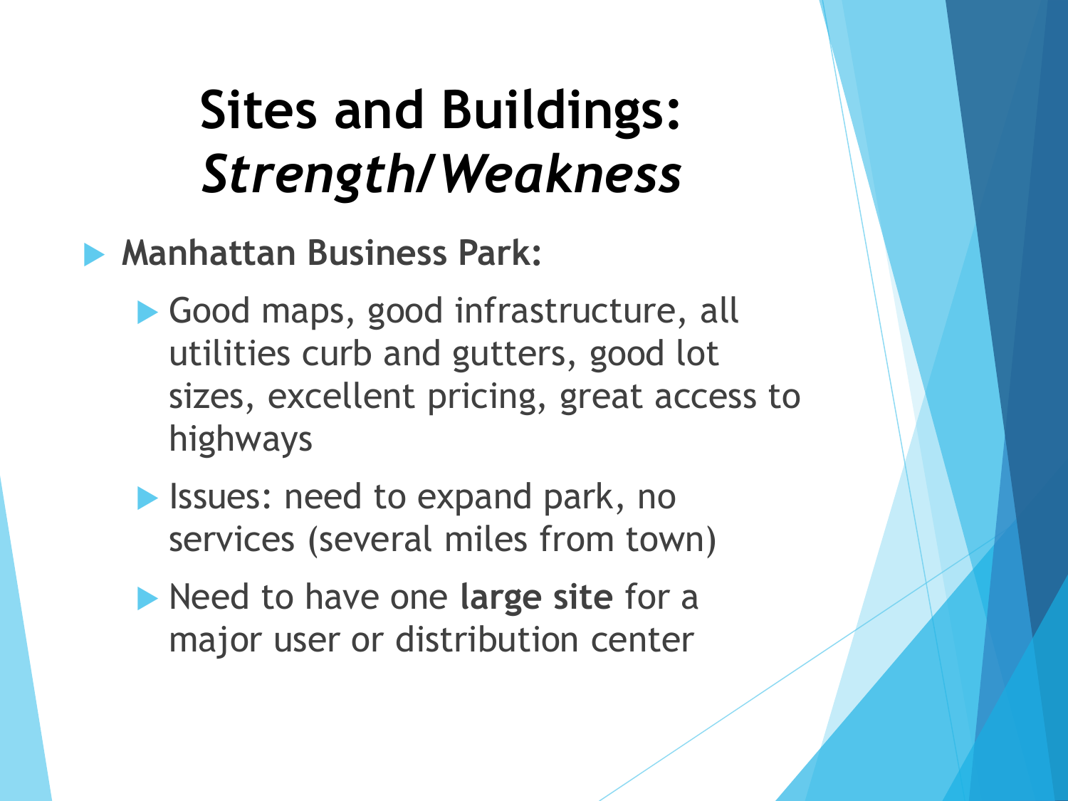# Sites and Buildings: *Strength/Weakness*

- **Manhattan Business Park:**
  - Good maps, good infrastructure, all utilities curb and gutters, good lot sizes, excellent pricing, great access to highways
  - Issues: need to expand park, no services (several miles from town)
  - Need to have one **large site** for a major user or distribution center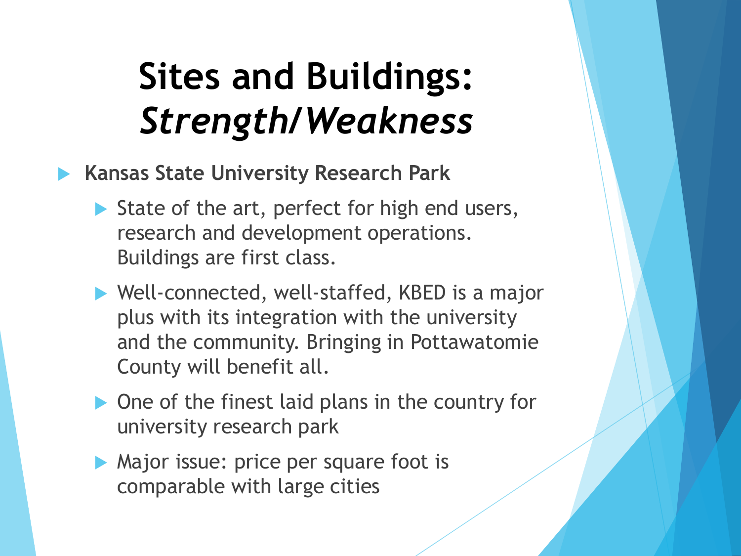# Sites and Buildings: *Strength/Weakness*

- **Kansas State University Research Park**
  - State of the art, perfect for high end users, research and development operations. Buildings are first class.
  - Well-connected, well-staffed, KBED is a major plus with its integration with the university and the community. Bringing in Pottawatomie County will benefit all.
  - One of the finest laid plans in the country for university research park
  - Major issue: price per square foot is comparable with large cities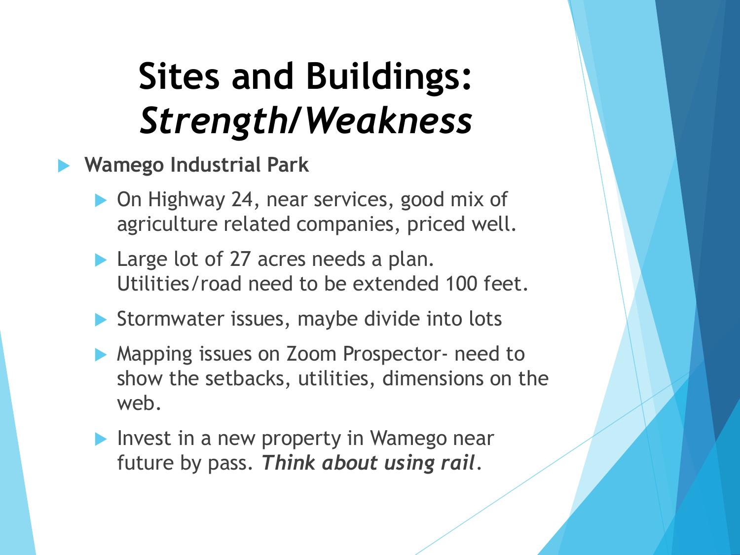# Sites and Buildings: *Strength/Weakness*

- **Wamego Industrial Park**
  - On Highway 24, near services, good mix of agriculture related companies, priced well.
  - Large lot of 27 acres needs a plan. Utilities/road need to be extended 100 feet.
  - Stormwater issues, maybe divide into lots
  - Mapping issues on Zoom Prospector- need to show the setbacks, utilities, dimensions on the web.
  - Invest in a new property in Wamego near future by pass. ***Think about using rail***.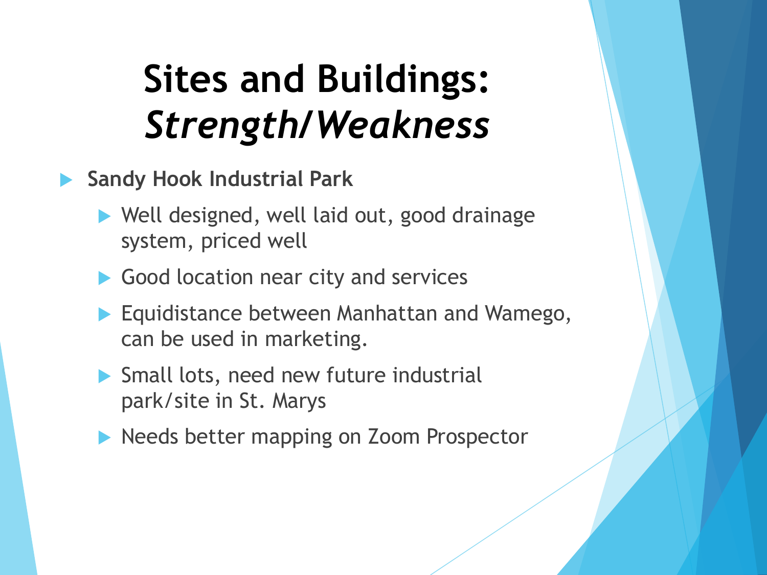# Sites and Buildings: *Strength/Weakness*

- **Sandy Hook Industrial Park**
  - Well designed, well laid out, good drainage system, priced well
  - Good location near city and services
  - Equidistance between Manhattan and Wamego, can be used in marketing.
  - Small lots, need new future industrial park/site in St. Marys
  - Needs better mapping on Zoom Prospector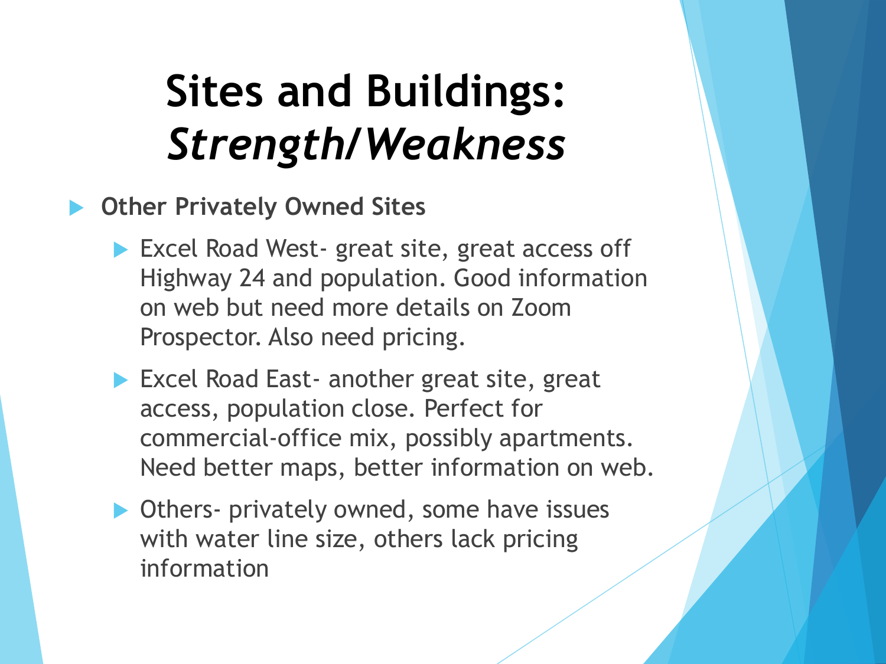# Sites and Buildings: *Strength/Weakness*

- **Other Privately Owned Sites**
  - Excel Road West- great site, great access off Highway 24 and population. Good information on web but need more details on Zoom Prospector. Also need pricing.
  - Excel Road East- another great site, great access, population close. Perfect for commercial-office mix, possibly apartments. Need better maps, better information on web.
  - Others- privately owned, some have issues with water line size, others lack pricing information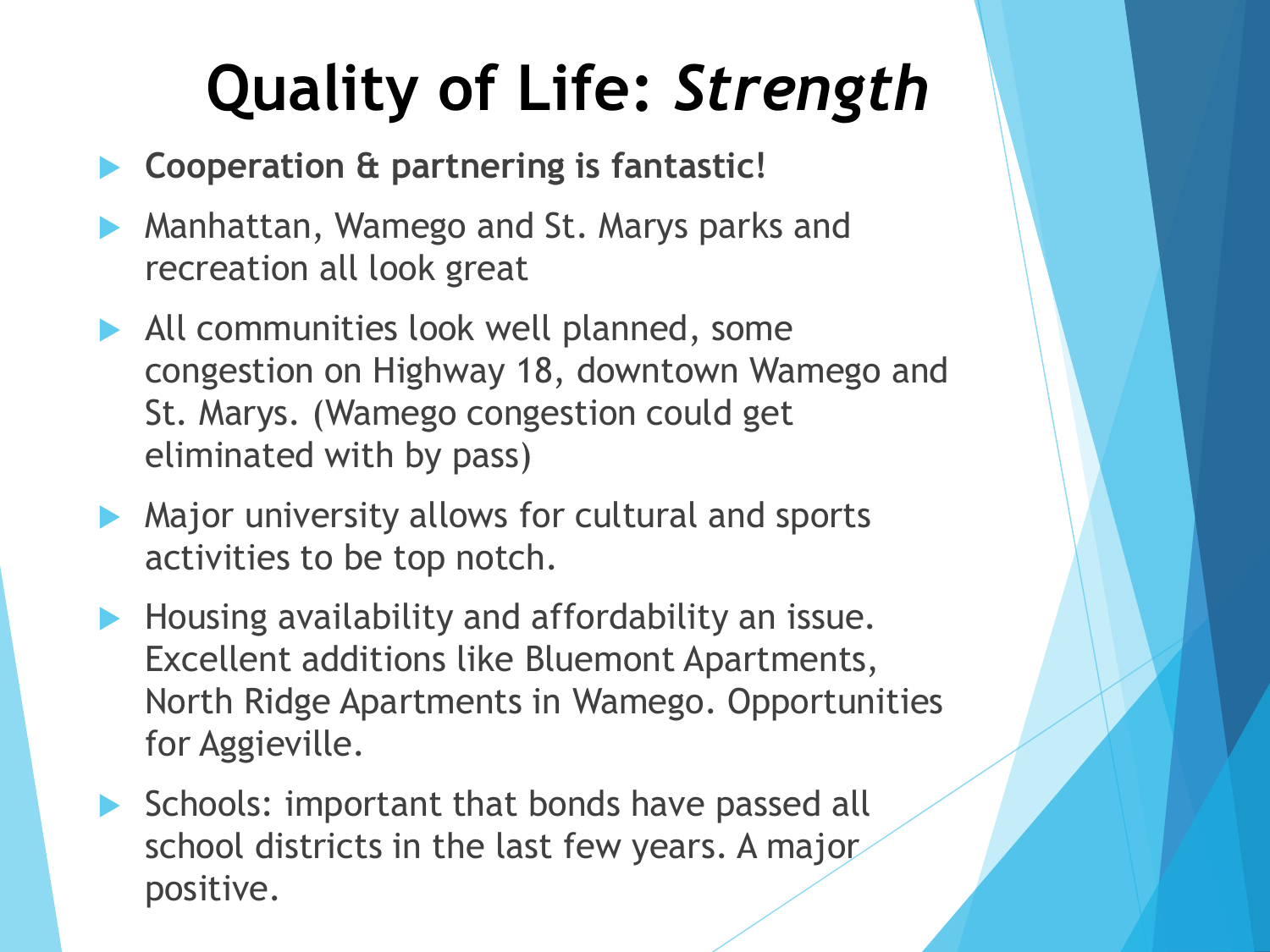# Quality of Life: *Strength*

- **Cooperation & partnering is fantastic!**
- Manhattan, Wamego and St. Marys parks and recreation all look great
- All communities look well planned, some congestion on Highway 18, downtown Wamego and St. Marys. (Wamego congestion could get eliminated with by pass)
- Major university allows for cultural and sports activities to be top notch.
- Housing availability and affordability an issue. Excellent additions like Bluemont Apartments, North Ridge Apartments in Wamego. Opportunities for Aggieville.
- Schools: important that bonds have passed all school districts in the last few years. A major positive.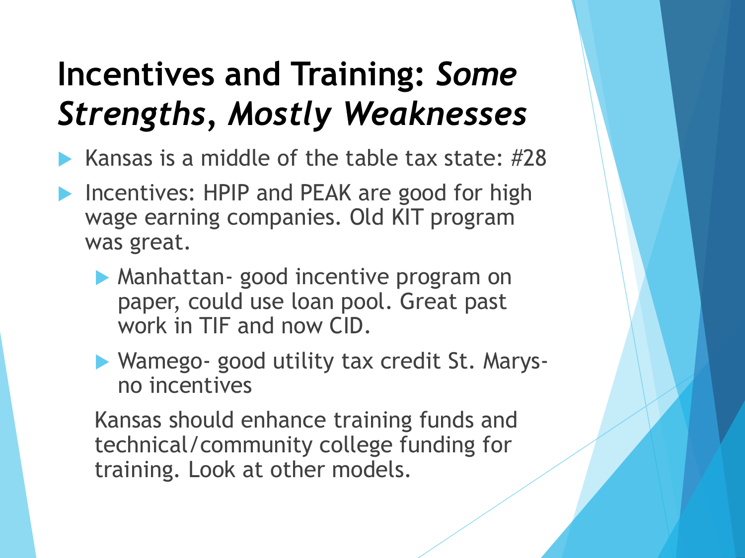# Incentives and Training: *Some Strengths*, *Mostly Weaknesses*

- Kansas is a middle of the table tax state: #28
- Incentives: HPIP and PEAK are good for high wage earning companies. Old KIT program was great.
  - Manhattan- good incentive program on paper, could use loan pool. Great past work in TIF and now CID.
  - Wamego- good utility tax credit St. Marys- no incentives

  Kansas should enhance training funds and technical/community college funding for training. Look at other models.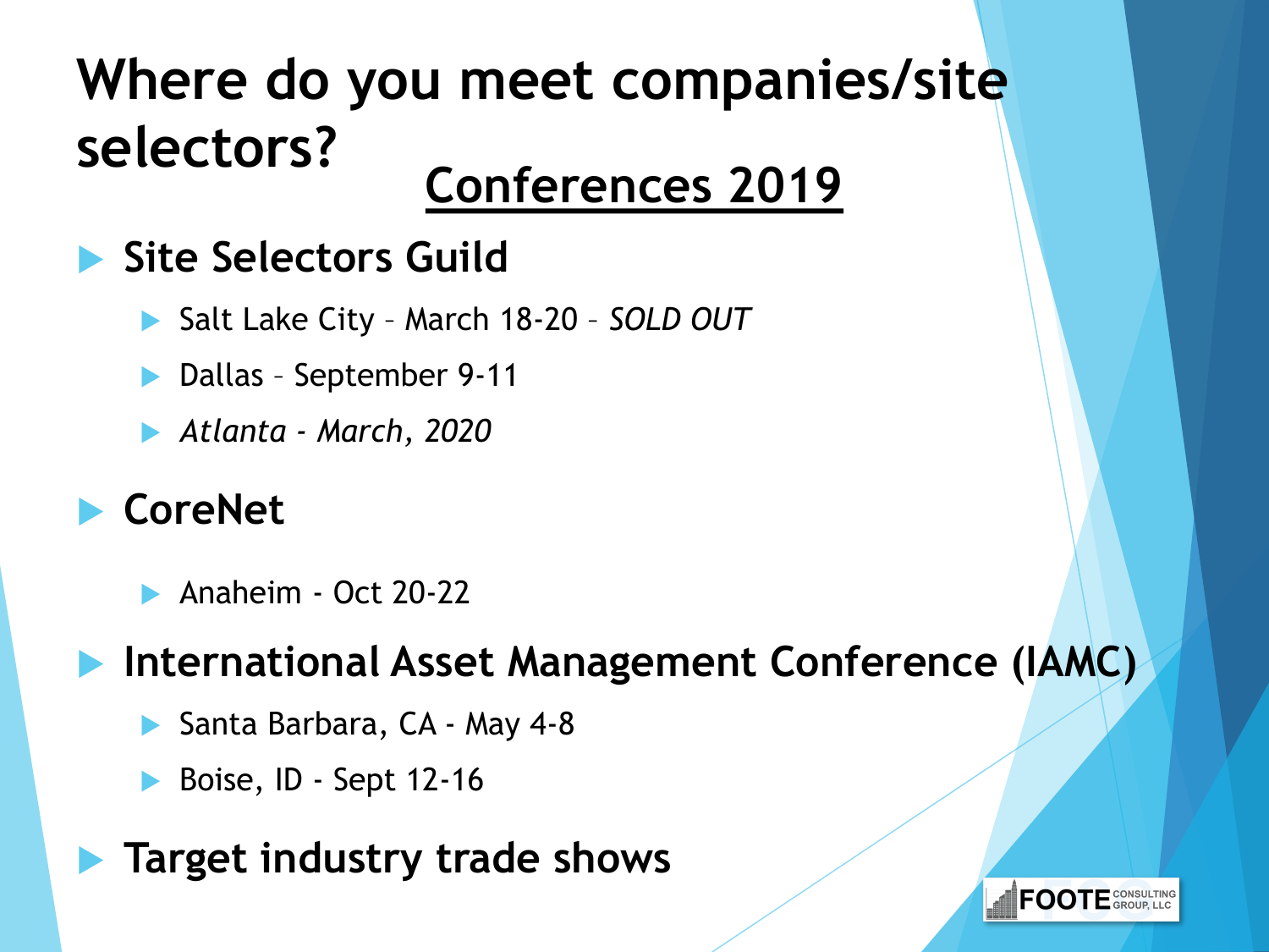# Where do you meet companies/site selectors?

## Conferences 2019

- **Site Selectors Guild**
  - Salt Lake City – March 18-20 – *SOLD OUT*
  - Dallas – September 9-11
  - *Atlanta - March, 2020*
- **CoreNet**
  - Anaheim - Oct 20-22
- **International Asset Management Conference (IAMC)**
  - Santa Barbara, CA - May 4-8
  - Boise, ID - Sept 12-16
- **Target industry trade shows**

FOOTE CONSULTING GROUP, LLC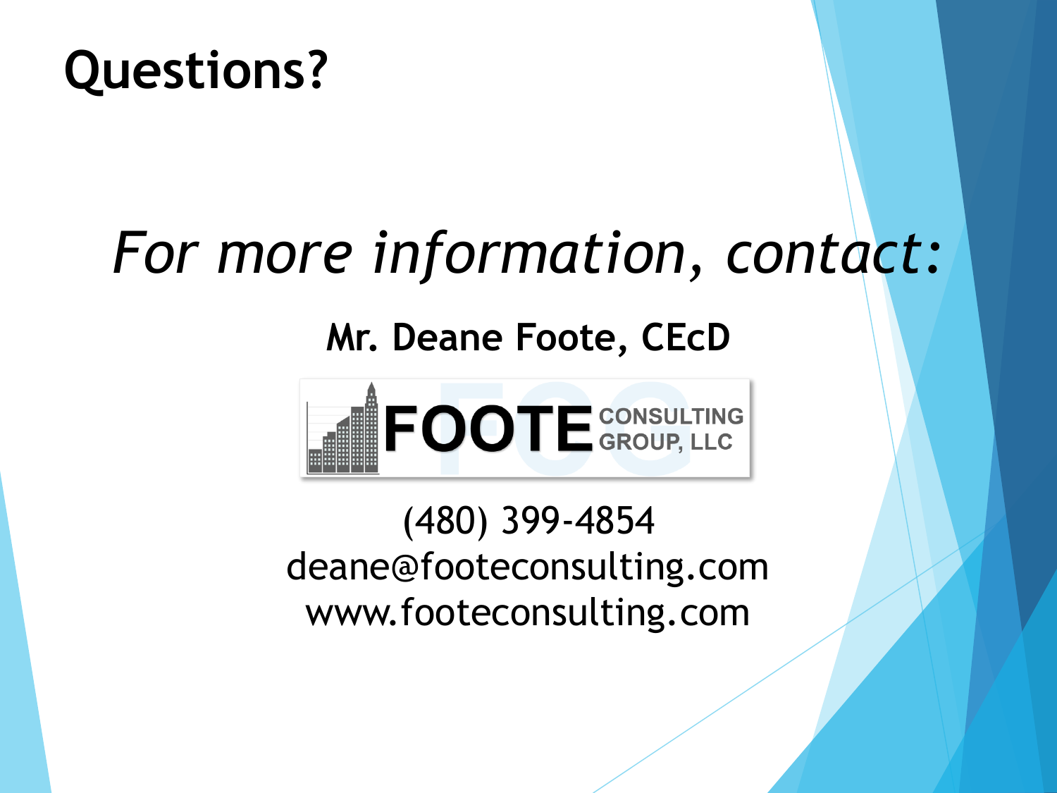# Questions?

*For more information, contact:*

**Mr. Deane Foote, CEcD**

FOOTE CONSULTING GROUP, LLC

(480) 399-4854
deane@footeconsulting.com
www.footeconsulting.com